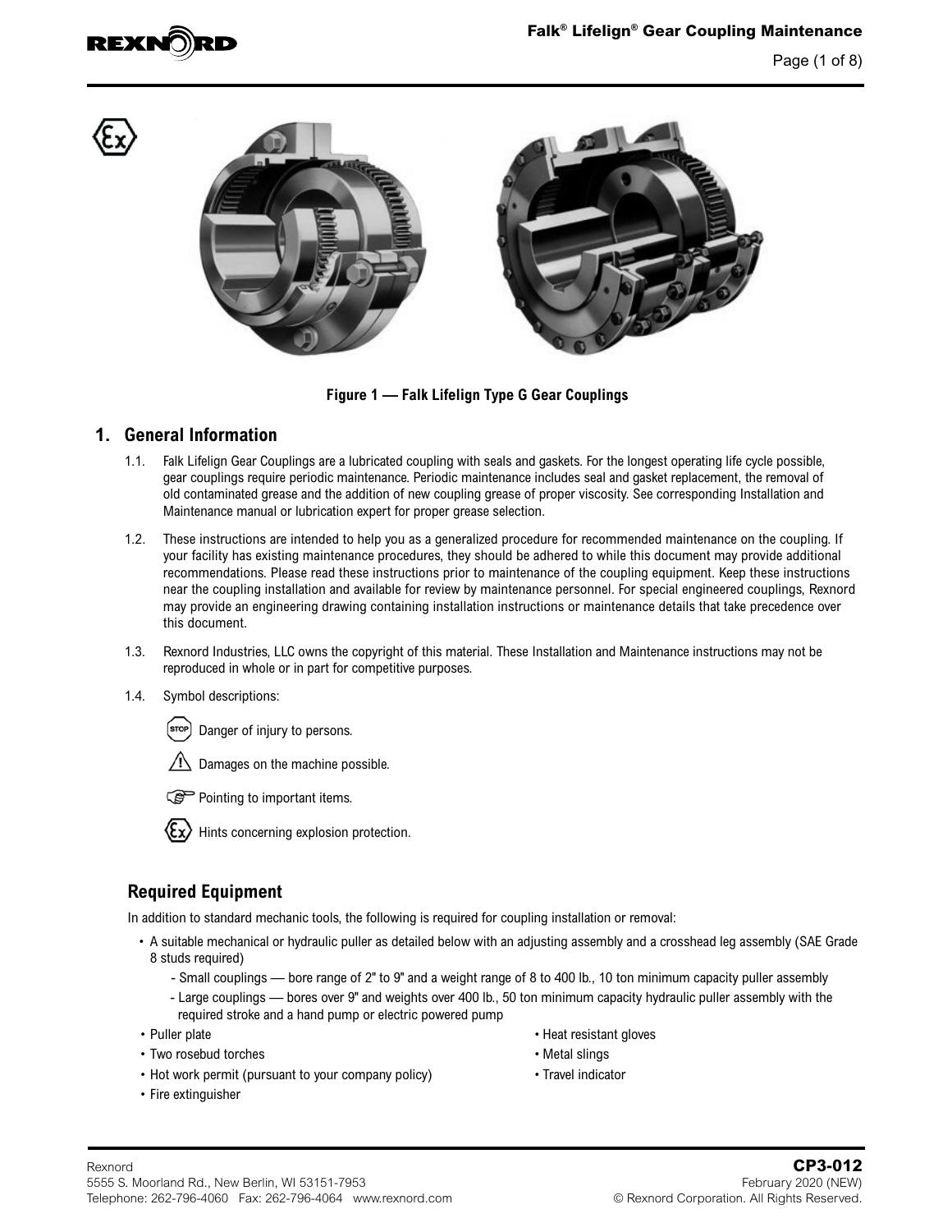Figure 1 — Falk Lifelign Type G Gear Couplings

## 1. General Information

1.1. Falk Lifelign Gear Couplings are a lubricated coupling with seals and gaskets. For the longest operating life cycle possible, gear couplings require periodic maintenance. Periodic maintenance includes seal and gasket replacement, the removal of old contaminated grease and the addition of new coupling grease of proper viscosity. See corresponding Installation and Maintenance manual or lubrication expert for proper grease selection.

1.2. These instructions are intended to help you as a generalized procedure for recommended maintenance on the coupling. If your facility has existing maintenance procedures, they should be adhered to while this document may provide additional recommendations. Please read these instructions prior to maintenance of the coupling equipment. Keep these instructions near the coupling installation and available for review by maintenance personnel. For special engineered couplings, Rexnord may provide an engineering drawing containing installation instructions or maintenance details that take precedence over this document.

1.3. Rexnord Industries, LLC owns the copyright of this material. These Installation and Maintenance instructions may not be reproduced in whole or in part for competitive purposes.

1.4. Symbol descriptions:

- STOP: Danger of injury to persons.
- ⚠ Damages on the machine possible.
- ☞ Pointing to important items.
- Ex: Hints concerning explosion protection.

### Required Equipment

In addition to standard mechanic tools, the following is required for coupling installation or removal:

- A suitable mechanical or hydraulic puller as detailed below with an adjusting assembly and a crosshead leg assembly (SAE Grade 8 studs required)
  - Small couplings — bore range of 2" to 9" and a weight range of 8 to 400 lb., 10 ton minimum capacity puller assembly
  - Large couplings — bores over 9" and weights over 400 lb., 50 ton minimum capacity hydraulic puller assembly with the required stroke and a hand pump or electric powered pump
- Puller plate
- Two rosebud torches
- Hot work permit (pursuant to your company policy)
- Fire extinguisher
- Heat resistant gloves
- Metal slings
- Travel indicator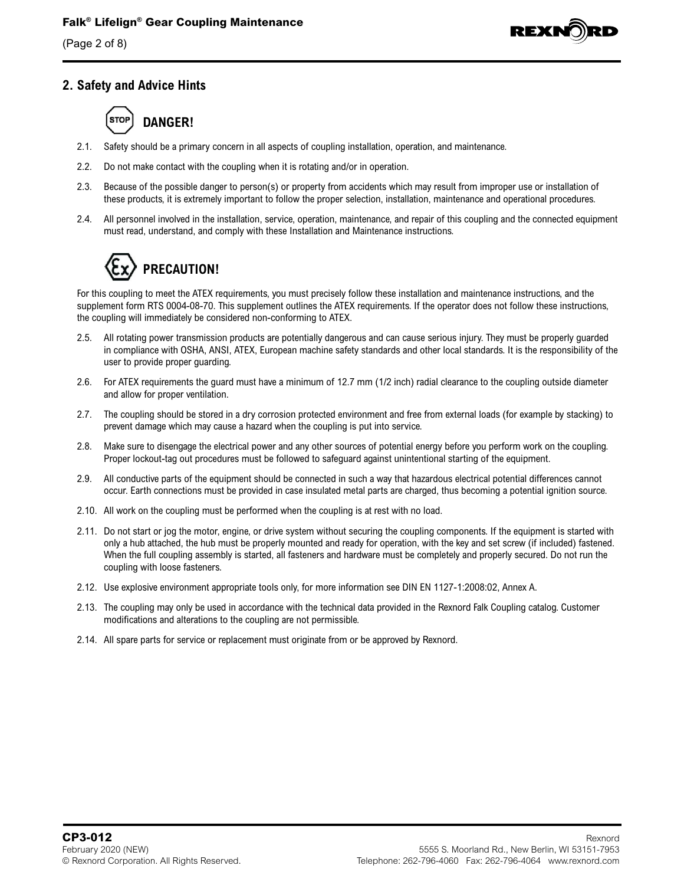## 2. Safety and Advice Hints

### DANGER!

2.1. Safety should be a primary concern in all aspects of coupling installation, operation, and maintenance.

2.2. Do not make contact with the coupling when it is rotating and/or in operation.

2.3. Because of the possible danger to person(s) or property from accidents which may result from improper use or installation of these products, it is extremely important to follow the proper selection, installation, maintenance and operational procedures.

2.4. All personnel involved in the installation, service, operation, maintenance, and repair of this coupling and the connected equipment must read, understand, and comply with these Installation and Maintenance instructions.

### PRECAUTION!

For this coupling to meet the ATEX requirements, you must precisely follow these installation and maintenance instructions, and the supplement form RTS 0004-08-70. This supplement outlines the ATEX requirements. If the operator does not follow these instructions, the coupling will immediately be considered non-conforming to ATEX.

2.5. All rotating power transmission products are potentially dangerous and can cause serious injury. They must be properly guarded in compliance with OSHA, ANSI, ATEX, European machine safety standards and other local standards. It is the responsibility of the user to provide proper guarding.

2.6. For ATEX requirements the guard must have a minimum of 12.7 mm (1/2 inch) radial clearance to the coupling outside diameter and allow for proper ventilation.

2.7. The coupling should be stored in a dry corrosion protected environment and free from external loads (for example by stacking) to prevent damage which may cause a hazard when the coupling is put into service.

2.8. Make sure to disengage the electrical power and any other sources of potential energy before you perform work on the coupling. Proper lockout-tag out procedures must be followed to safeguard against unintentional starting of the equipment.

2.9. All conductive parts of the equipment should be connected in such a way that hazardous electrical potential differences cannot occur. Earth connections must be provided in case insulated metal parts are charged, thus becoming a potential ignition source.

2.10. All work on the coupling must be performed when the coupling is at rest with no load.

2.11. Do not start or jog the motor, engine, or drive system without securing the coupling components. If the equipment is started with only a hub attached, the hub must be properly mounted and ready for operation, with the key and set screw (if included) fastened. When the full coupling assembly is started, all fasteners and hardware must be completely and properly secured. Do not run the coupling with loose fasteners.

2.12. Use explosive environment appropriate tools only, for more information see DIN EN 1127-1:2008:02, Annex A.

2.13. The coupling may only be used in accordance with the technical data provided in the Rexnord Falk Coupling catalog. Customer modifications and alterations to the coupling are not permissible.

2.14. All spare parts for service or replacement must originate from or be approved by Rexnord.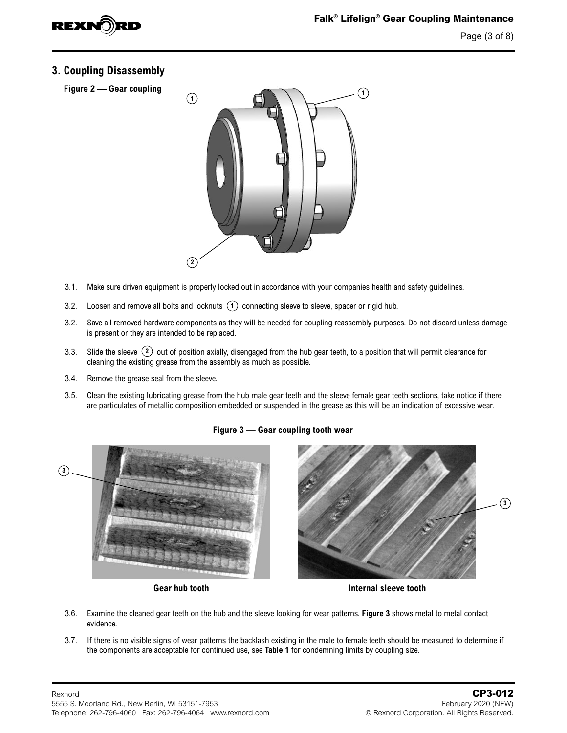## 3. Coupling Disassembly

**Figure 2 — Gear coupling**

3.1. Make sure driven equipment is properly locked out in accordance with your companies health and safety guidelines.

3.2. Loosen and remove all bolts and locknuts (1) connecting sleeve to sleeve, spacer or rigid hub.

3.2. Save all removed hardware components as they will be needed for coupling reassembly purposes. Do not discard unless damage is present or they are intended to be replaced.

3.3. Slide the sleeve (2) out of position axially, disengaged from the hub gear teeth, to a position that will permit clearance for cleaning the existing grease from the assembly as much as possible.

3.4. Remove the grease seal from the sleeve.

3.5. Clean the existing lubricating grease from the hub male gear teeth and the sleeve female gear teeth sections, take notice if there are particulates of metallic composition embedded or suspended in the grease as this will be an indication of excessive wear.

**Figure 3 — Gear coupling tooth wear**

**Gear hub tooth** **Internal sleeve tooth**

3.6. Examine the cleaned gear teeth on the hub and the sleeve looking for wear patterns. **Figure 3** shows metal to metal contact evidence.

3.7. If there is no visible signs of wear patterns the backlash existing in the male to female teeth should be measured to determine if the components are acceptable for continued use, see **Table 1** for condemning limits by coupling size.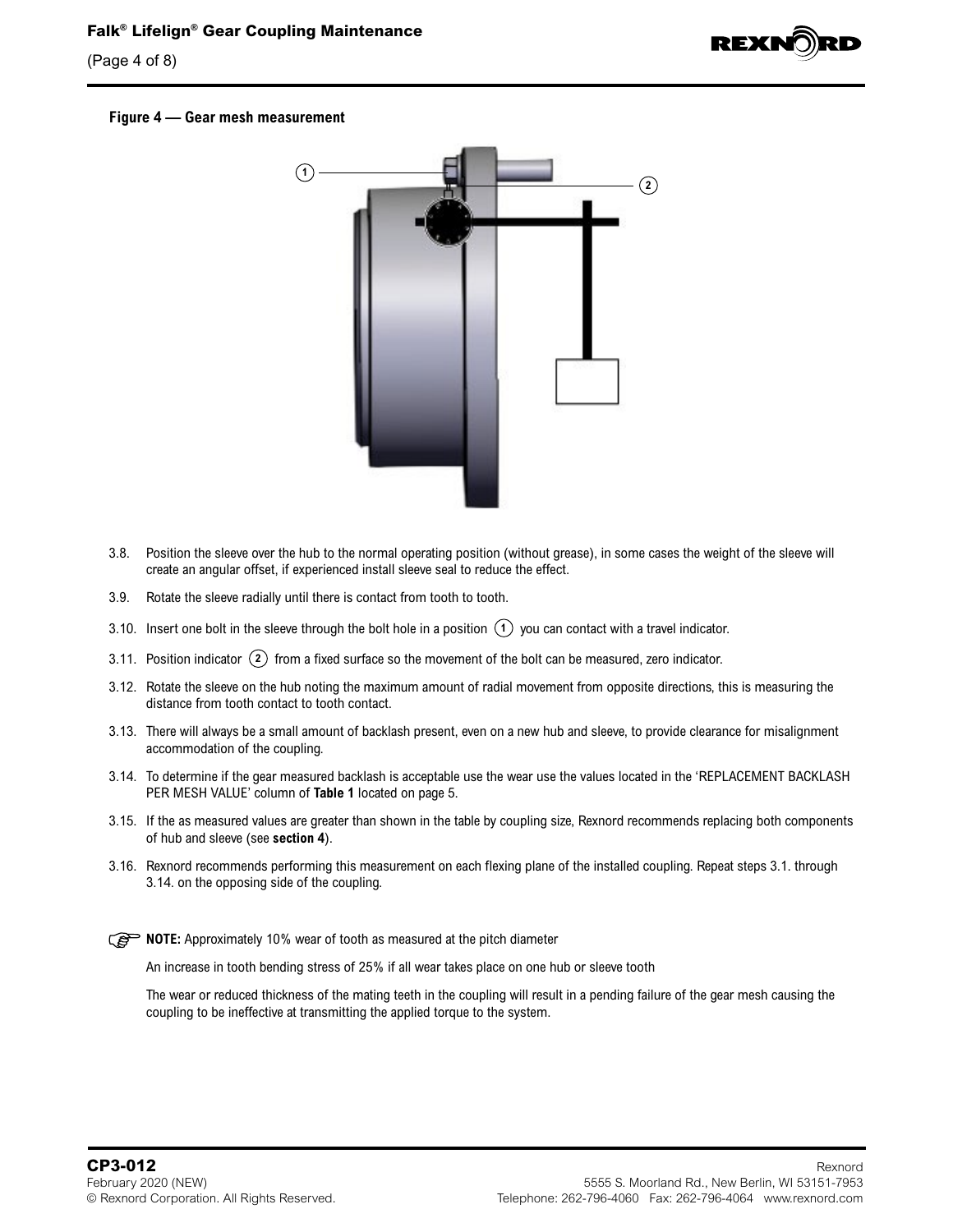**Figure 4 — Gear mesh measurement**

3.8. Position the sleeve over the hub to the normal operating position (without grease), in some cases the weight of the sleeve will create an angular offset, if experienced install sleeve seal to reduce the effect.

3.9. Rotate the sleeve radially until there is contact from tooth to tooth.

3.10. Insert one bolt in the sleeve through the bolt hole in a position (1) you can contact with a travel indicator.

3.11. Position indicator (2) from a fixed surface so the movement of the bolt can be measured, zero indicator.

3.12. Rotate the sleeve on the hub noting the maximum amount of radial movement from opposite directions, this is measuring the distance from tooth contact to tooth contact.

3.13. There will always be a small amount of backlash present, even on a new hub and sleeve, to provide clearance for misalignment accommodation of the coupling.

3.14. To determine if the gear measured backlash is acceptable use the wear use the values located in the 'REPLACEMENT BACKLASH PER MESH VALUE' column of **Table 1** located on page 5.

3.15. If the as measured values are greater than shown in the table by coupling size, Rexnord recommends replacing both components of hub and sleeve (see **section 4**).

3.16. Rexnord recommends performing this measurement on each flexing plane of the installed coupling. Repeat steps 3.1. through 3.14. on the opposing side of the coupling.

**NOTE:** Approximately 10% wear of tooth as measured at the pitch diameter

An increase in tooth bending stress of 25% if all wear takes place on one hub or sleeve tooth

The wear or reduced thickness of the mating teeth in the coupling will result in a pending failure of the gear mesh causing the coupling to be ineffective at transmitting the applied torque to the system.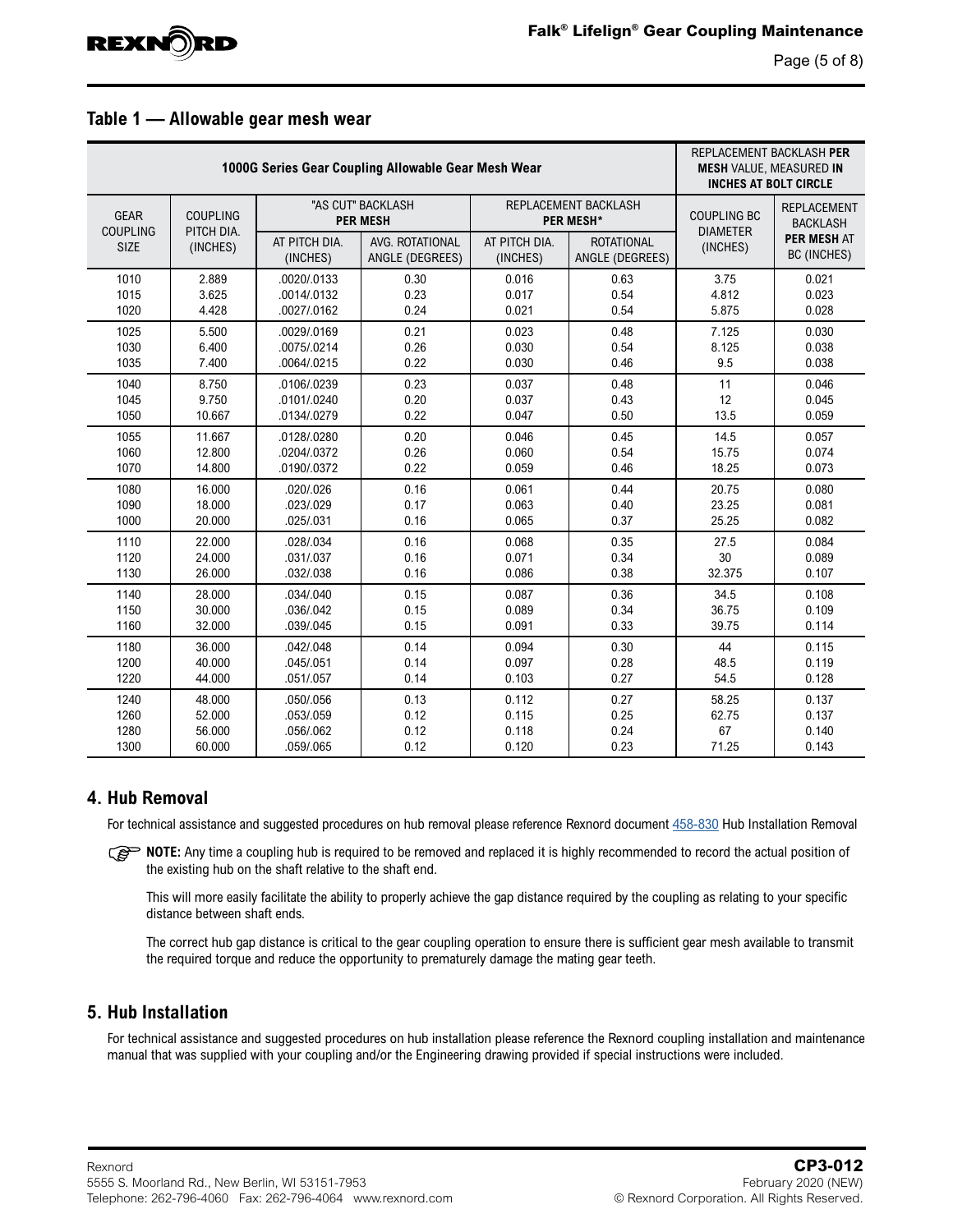## Table 1 — Allowable gear mesh wear

| 1000G Series Gear Coupling Allowable Gear Mesh Wear | | | | | | REPLACEMENT BACKLASH **PER MESH** VALUE, MEASURED **IN INCHES AT BOLT CIRCLE** | |
|---|---|---|---|---|---|---|---|
| GEAR COUPLING SIZE | COUPLING PITCH DIA. (INCHES) | "AS CUT" BACKLASH **PER MESH** | | REPLACEMENT BACKLASH **PER MESH*** | | COUPLING BC DIAMETER (INCHES) | REPLACEMENT BACKLASH **PER MESH** AT BC (INCHES) |
| | | AT PITCH DIA. (INCHES) | AVG. ROTATIONAL ANGLE (DEGREES) | AT PITCH DIA. (INCHES) | ROTATIONAL ANGLE (DEGREES) | | |
| 1010 | 2.889 | .0020/.0133 | 0.30 | 0.016 | 0.63 | 3.75 | 0.021 |
| 1015 | 3.625 | .0014/.0132 | 0.23 | 0.017 | 0.54 | 4.812 | 0.023 |
| 1020 | 4.428 | .0027/.0162 | 0.24 | 0.021 | 0.54 | 5.875 | 0.028 |
| 1025 | 5.500 | .0029/.0169 | 0.21 | 0.023 | 0.48 | 7.125 | 0.030 |
| 1030 | 6.400 | .0075/.0214 | 0.26 | 0.030 | 0.54 | 8.125 | 0.038 |
| 1035 | 7.400 | .0064/.0215 | 0.22 | 0.030 | 0.46 | 9.5 | 0.038 |
| 1040 | 8.750 | .0106/.0239 | 0.23 | 0.037 | 0.48 | 11 | 0.046 |
| 1045 | 9.750 | .0101/.0240 | 0.20 | 0.037 | 0.43 | 12 | 0.045 |
| 1050 | 10.667 | .0134/.0279 | 0.22 | 0.047 | 0.50 | 13.5 | 0.059 |
| 1055 | 11.667 | .0128/.0280 | 0.20 | 0.046 | 0.45 | 14.5 | 0.057 |
| 1060 | 12.800 | .0204/.0372 | 0.26 | 0.060 | 0.54 | 15.75 | 0.074 |
| 1070 | 14.800 | .0190/.0372 | 0.22 | 0.059 | 0.46 | 18.25 | 0.073 |
| 1080 | 16.000 | .020/.026 | 0.16 | 0.061 | 0.44 | 20.75 | 0.080 |
| 1090 | 18.000 | .023/.029 | 0.17 | 0.063 | 0.40 | 23.25 | 0.081 |
| 1000 | 20.000 | .025/.031 | 0.16 | 0.065 | 0.37 | 25.25 | 0.082 |
| 1110 | 22.000 | .028/.034 | 0.16 | 0.068 | 0.35 | 27.5 | 0.084 |
| 1120 | 24.000 | .031/.037 | 0.16 | 0.071 | 0.34 | 30 | 0.089 |
| 1130 | 26.000 | .032/.038 | 0.16 | 0.086 | 0.38 | 32.375 | 0.107 |
| 1140 | 28.000 | .034/.040 | 0.15 | 0.087 | 0.36 | 34.5 | 0.108 |
| 1150 | 30.000 | .036/.042 | 0.15 | 0.089 | 0.34 | 36.75 | 0.109 |
| 1160 | 32.000 | .039/.045 | 0.15 | 0.091 | 0.33 | 39.75 | 0.114 |
| 1180 | 36.000 | .042/.048 | 0.14 | 0.094 | 0.30 | 44 | 0.115 |
| 1200 | 40.000 | .045/.051 | 0.14 | 0.097 | 0.28 | 48.5 | 0.119 |
| 1220 | 44.000 | .051/.057 | 0.14 | 0.103 | 0.27 | 54.5 | 0.128 |
| 1240 | 48.000 | .050/.056 | 0.13 | 0.112 | 0.27 | 58.25 | 0.137 |
| 1260 | 52.000 | .053/.059 | 0.12 | 0.115 | 0.25 | 62.75 | 0.137 |
| 1280 | 56.000 | .056/.062 | 0.12 | 0.118 | 0.24 | 67 | 0.140 |
| 1300 | 60.000 | .059/.065 | 0.12 | 0.120 | 0.23 | 71.25 | 0.143 |

## 4. Hub Removal

For technical assistance and suggested procedures on hub removal please reference Rexnord document 458-830 Hub Installation Removal

**NOTE:** Any time a coupling hub is required to be removed and replaced it is highly recommended to record the actual position of the existing hub on the shaft relative to the shaft end.

This will more easily facilitate the ability to properly achieve the gap distance required by the coupling as relating to your specific distance between shaft ends.

The correct hub gap distance is critical to the gear coupling operation to ensure there is sufficient gear mesh available to transmit the required torque and reduce the opportunity to prematurely damage the mating gear teeth.

## 5. Hub Installation

For technical assistance and suggested procedures on hub installation please reference the Rexnord coupling installation and maintenance manual that was supplied with your coupling and/or the Engineering drawing provided if special instructions were included.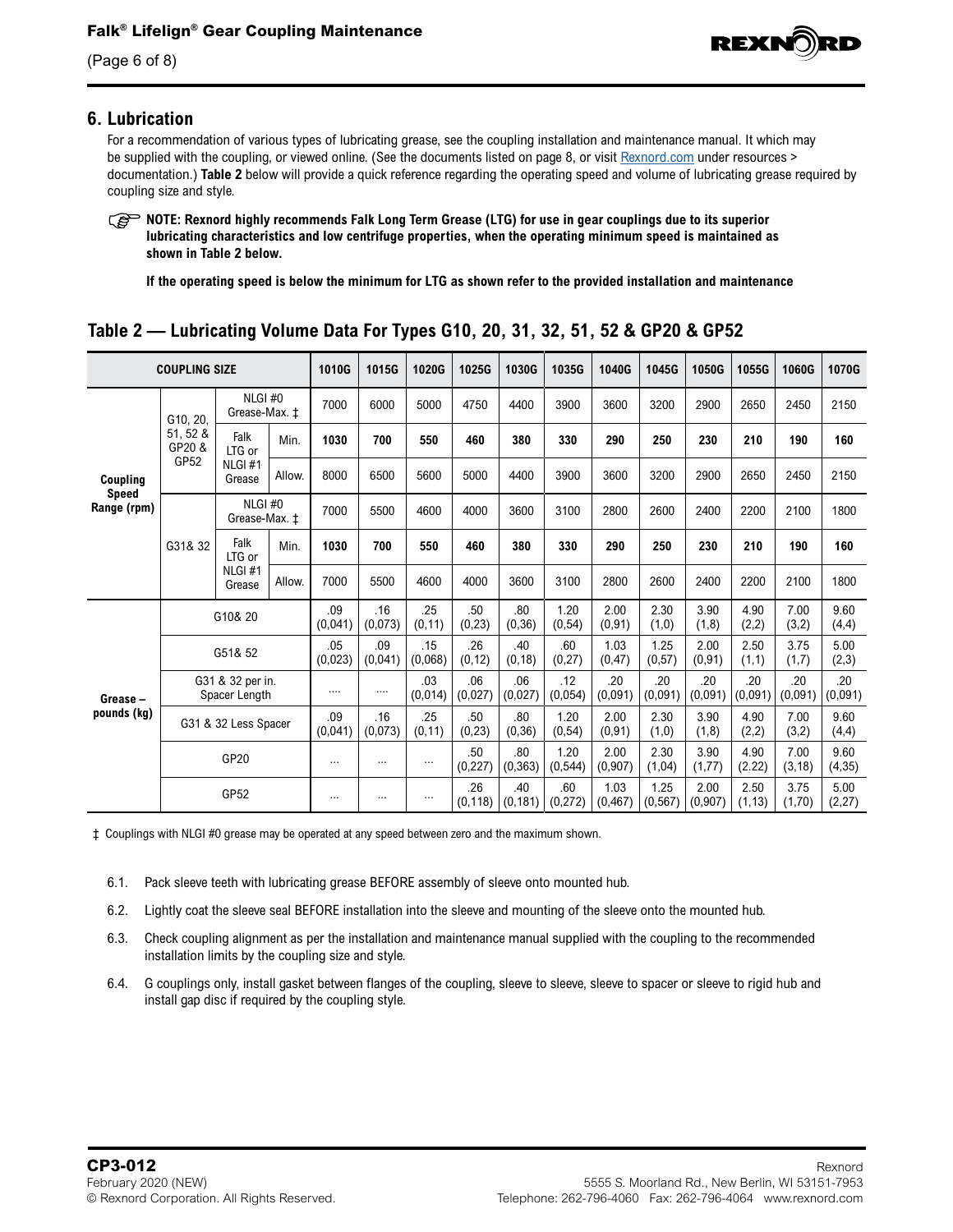## 6. Lubrication

For a recommendation of various types of lubricating grease, see the coupling installation and maintenance manual. It which may be supplied with the coupling, or viewed online. (See the documents listed on page 8, or visit Rexnord.com under resources > documentation.) **Table 2** below will provide a quick reference regarding the operating speed and volume of lubricating grease required by coupling size and style.

**NOTE: Rexnord highly recommends Falk Long Term Grease (LTG) for use in gear couplings due to its superior lubricating characteristics and low centrifuge properties, when the operating minimum speed is maintained as shown in Table 2 below.**

**If the operating speed is below the minimum for LTG as shown refer to the provided installation and maintenance**

### Table 2 — Lubricating Volume Data For Types G10, 20, 31, 32, 51, 52 & GP20 & GP52

| COUPLING SIZE | | | | 1010G | 1015G | 1020G | 1025G | 1030G | 1035G | 1040G | 1045G | 1050G | 1055G | 1060G | 1070G |
|---|---|---|---|---|---|---|---|---|---|---|---|---|---|---|---|
| Coupling Speed Range (rpm) | G10, 20, 51, 52 & GP20 & GP52 | NLGI #0 Grease-Max. ‡ | | 7000 | 6000 | 5000 | 4750 | 4400 | 3900 | 3600 | 3200 | 2900 | 2650 | 2450 | 2150 |
| | | Falk LTG or NLGI #1 Grease | Min. | **1030** | **700** | **550** | **460** | **380** | **330** | **290** | **250** | **230** | **210** | **190** | **160** |
| | | | Allow. | 8000 | 6500 | 5600 | 5000 | 4400 | 3900 | 3600 | 3200 | 2900 | 2650 | 2450 | 2150 |
| | G31& 32 | NLGI #0 Grease-Max. ‡ | | 7000 | 5500 | 4600 | 4000 | 3600 | 3100 | 2800 | 2600 | 2400 | 2200 | 2100 | 1800 |
| | | Falk LTG or NLGI #1 Grease | Min. | **1030** | **700** | **550** | **460** | **380** | **330** | **290** | **250** | **230** | **210** | **190** | **160** |
| | | | Allow. | 7000 | 5500 | 4600 | 4000 | 3600 | 3100 | 2800 | 2600 | 2400 | 2200 | 2100 | 1800 |
| Grease – pounds (kg) | G10& 20 | | | .09 (0,041) | .16 (0,073) | .25 (0,11) | .50 (0,23) | .80 (0,36) | 1.20 (0,54) | 2.00 (0,91) | 2.30 (1,0) | 3.90 (1,8) | 4.90 (2,2) | 7.00 (3,2) | 9.60 (4,4) |
| | G51& 52 | | | .05 (0,023) | .09 (0,041) | .15 (0,068) | .26 (0,12) | .40 (0,18) | .60 (0,27) | 1.03 (0,47) | 1.25 (0,57) | 2.00 (0,91) | 2.50 (1,1) | 3.75 (1,7) | 5.00 (2,3) |
| | G31 & 32 per in. Spacer Length | | | .... | .... | .03 (0,014) | .06 (0,027) | .06 (0,027) | .12 (0,054) | .20 (0,091) | .20 (0,091) | .20 (0,091) | .20 (0,091) | .20 (0,091) | .20 (0,091) |
| | G31 & 32 Less Spacer | | | .09 (0,041) | .16 (0,073) | .25 (0,11) | .50 (0,23) | .80 (0,36) | 1.20 (0,54) | 2.00 (0,91) | 2.30 (1,0) | 3.90 (1,8) | 4.90 (2,2) | 7.00 (3,2) | 9.60 (4,4) |
| | GP20 | | | ... | ... | ... | .50 (0,227) | .80 (0,363) | 1.20 (0,544) | 2.00 (0,907) | 2.30 (1,04) | 3.90 (1,77) | 4.90 (2.22) | 7.00 (3,18) | 9.60 (4,35) |
| | GP52 | | | ... | ... | ... | .26 (0,118) | .40 (0,181) | .60 (0,272) | 1.03 (0,467) | 1.25 (0,567) | 2.00 (0,907) | 2.50 (1,13) | 3.75 (1,70) | 5.00 (2,27) |

‡ Couplings with NLGI #0 grease may be operated at any speed between zero and the maximum shown.

6.1. Pack sleeve teeth with lubricating grease BEFORE assembly of sleeve onto mounted hub.

6.2. Lightly coat the sleeve seal BEFORE installation into the sleeve and mounting of the sleeve onto the mounted hub.

6.3. Check coupling alignment as per the installation and maintenance manual supplied with the coupling to the recommended installation limits by the coupling size and style.

6.4. G couplings only, install gasket between flanges of the coupling, sleeve to sleeve, sleeve to spacer or sleeve to rigid hub and install gap disc if required by the coupling style.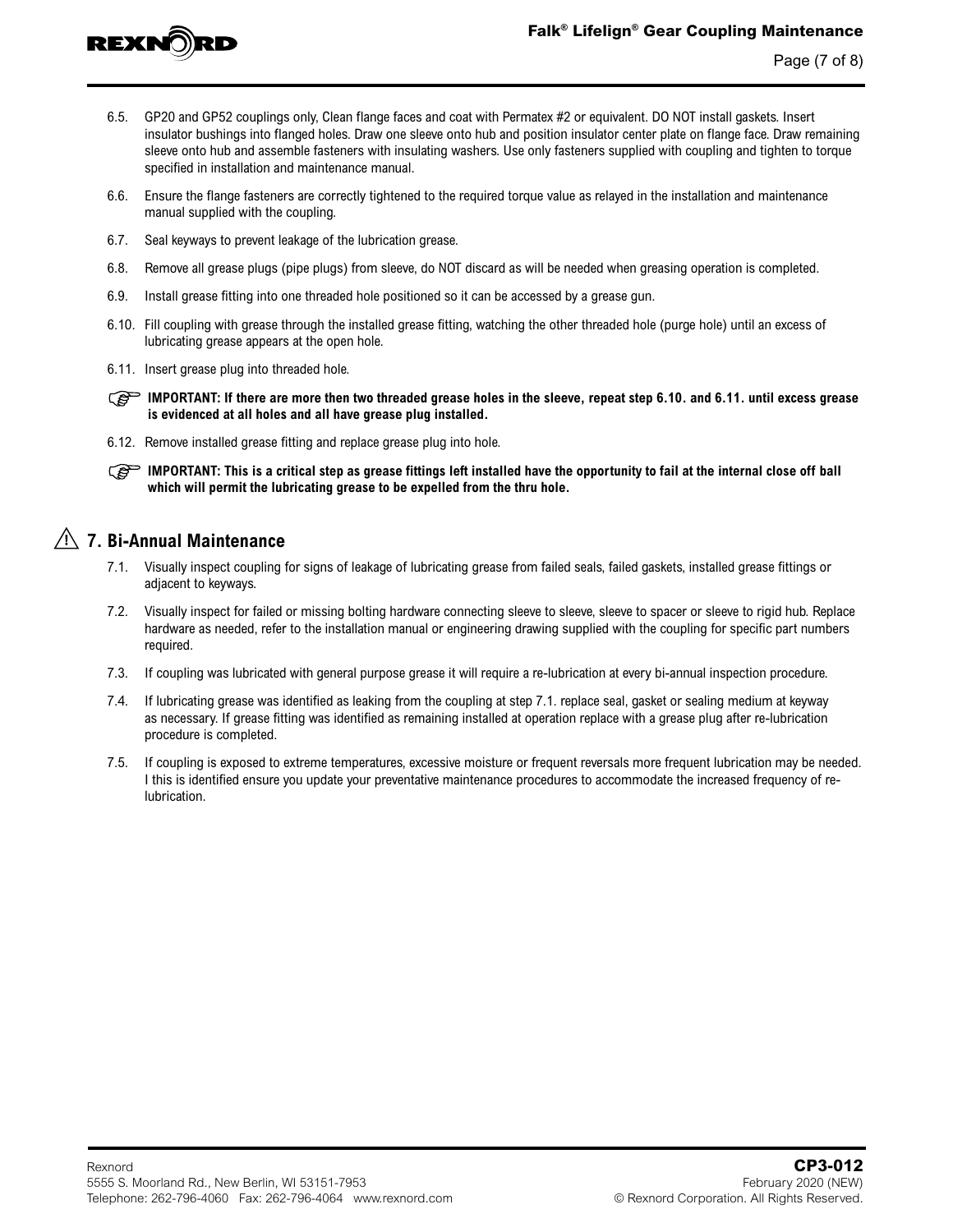6.5. GP20 and GP52 couplings only, Clean flange faces and coat with Permatex #2 or equivalent. DO NOT install gaskets. Insert insulator bushings into flanged holes. Draw one sleeve onto hub and position insulator center plate on flange face. Draw remaining sleeve onto hub and assemble fasteners with insulating washers. Use only fasteners supplied with coupling and tighten to torque specified in installation and maintenance manual.

6.6. Ensure the flange fasteners are correctly tightened to the required torque value as relayed in the installation and maintenance manual supplied with the coupling.

6.7. Seal keyways to prevent leakage of the lubrication grease.

6.8. Remove all grease plugs (pipe plugs) from sleeve, do NOT discard as will be needed when greasing operation is completed.

6.9. Install grease fitting into one threaded hole positioned so it can be accessed by a grease gun.

6.10. Fill coupling with grease through the installed grease fitting, watching the other threaded hole (purge hole) until an excess of lubricating grease appears at the open hole.

6.11. Insert grease plug into threaded hole.

☞ **IMPORTANT: If there are more then two threaded grease holes in the sleeve, repeat step 6.10. and 6.11. until excess grease is evidenced at all holes and all have grease plug installed.**

6.12. Remove installed grease fitting and replace grease plug into hole.

☞ **IMPORTANT: This is a critical step as grease fittings left installed have the opportunity to fail at the internal close off ball which will permit the lubricating grease to be expelled from the thru hole.**

## ⚠ 7. Bi-Annual Maintenance

7.1. Visually inspect coupling for signs of leakage of lubricating grease from failed seals, failed gaskets, installed grease fittings or adjacent to keyways.

7.2. Visually inspect for failed or missing bolting hardware connecting sleeve to sleeve, sleeve to spacer or sleeve to rigid hub. Replace hardware as needed, refer to the installation manual or engineering drawing supplied with the coupling for specific part numbers required.

7.3. If coupling was lubricated with general purpose grease it will require a re-lubrication at every bi-annual inspection procedure.

7.4. If lubricating grease was identified as leaking from the coupling at step 7.1. replace seal, gasket or sealing medium at keyway as necessary. If grease fitting was identified as remaining installed at operation replace with a grease plug after re-lubrication procedure is completed.

7.5. If coupling is exposed to extreme temperatures, excessive moisture or frequent reversals more frequent lubrication may be needed. I this is identified ensure you update your preventative maintenance procedures to accommodate the increased frequency of re-lubrication.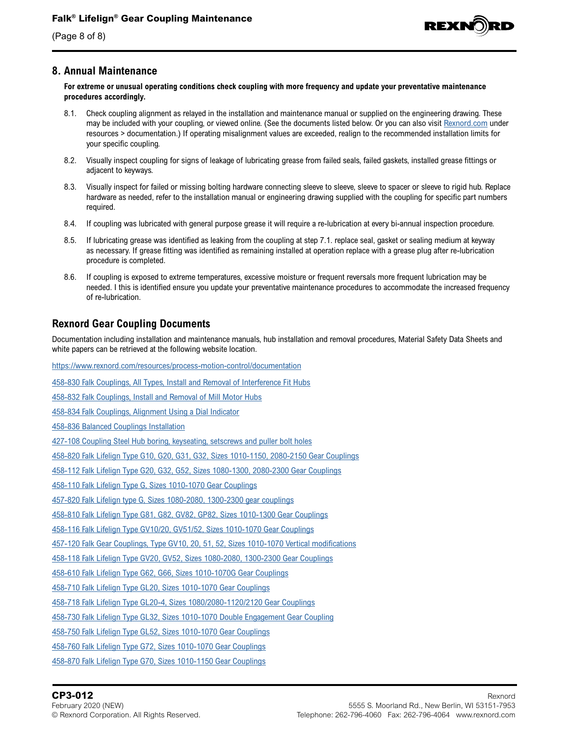## 8. Annual Maintenance

**For extreme or unusual operating conditions check coupling with more frequency and update your preventative maintenance procedures accordingly.**

8.1. Check coupling alignment as relayed in the installation and maintenance manual or supplied on the engineering drawing. These may be included with your coupling, or viewed online. (See the documents listed below. Or you can also visit Rexnord.com under resources > documentation.) If operating misalignment values are exceeded, realign to the recommended installation limits for your specific coupling.

8.2. Visually inspect coupling for signs of leakage of lubricating grease from failed seals, failed gaskets, installed grease fittings or adjacent to keyways.

8.3. Visually inspect for failed or missing bolting hardware connecting sleeve to sleeve, sleeve to spacer or sleeve to rigid hub. Replace hardware as needed, refer to the installation manual or engineering drawing supplied with the coupling for specific part numbers required.

8.4. If coupling was lubricated with general purpose grease it will require a re-lubrication at every bi-annual inspection procedure.

8.5. If lubricating grease was identified as leaking from the coupling at step 7.1. replace seal, gasket or sealing medium at keyway as necessary. If grease fitting was identified as remaining installed at operation replace with a grease plug after re-lubrication procedure is completed.

8.6. If coupling is exposed to extreme temperatures, excessive moisture or frequent reversals more frequent lubrication may be needed. I this is identified ensure you update your preventative maintenance procedures to accommodate the increased frequency of re-lubrication.

## Rexnord Gear Coupling Documents

Documentation including installation and maintenance manuals, hub installation and removal procedures, Material Safety Data Sheets and white papers can be retrieved at the following website location.

https://www.rexnord.com/resources/process-motion-control/documentation

458-830 Falk Couplings, All Types, Install and Removal of Interference Fit Hubs

458-832 Falk Couplings, Install and Removal of Mill Motor Hubs

458-834 Falk Couplings, Alignment Using a Dial Indicator

458-836 Balanced Couplings Installation

427-108 Coupling Steel Hub boring, keyseating, setscrews and puller bolt holes

458-820 Falk Lifelign Type G10, G20, G31, G32, Sizes 1010-1150, 2080-2150 Gear Couplings

458-112 Falk Lifelign Type G20, G32, G52, Sizes 1080-1300, 2080-2300 Gear Couplings

458-110 Falk Lifelign Type G, Sizes 1010-1070 Gear Couplings

457-820 Falk Lifelign type G, Sizes 1080-2080, 1300-2300 gear couplings

458-810 Falk Lifelign Type G81, G82, GV82, GP82, Sizes 1010-1300 Gear Couplings

458-116 Falk Lifelign Type GV10/20, GV51/52, Sizes 1010-1070 Gear Couplings

457-120 Falk Gear Couplings, Type GV10, 20, 51, 52, Sizes 1010-1070 Vertical modifications

458-118 Falk Lifelign Type GV20, GV52, Sizes 1080-2080, 1300-2300 Gear Couplings

458-610 Falk Lifelign Type G62, G66, Sizes 1010-1070G Gear Couplings

458-710 Falk Lifelign Type GL20, Sizes 1010-1070 Gear Couplings

458-718 Falk Lifelign Type GL20-4, Sizes 1080/2080-1120/2120 Gear Couplings

458-730 Falk Lifelign Type GL32, Sizes 1010-1070 Double Engagement Gear Coupling

458-750 Falk Lifelign Type GL52, Sizes 1010-1070 Gear Couplings

458-760 Falk Lifelign Type G72, Sizes 1010-1070 Gear Couplings

458-870 Falk Lifelign Type G70, Sizes 1010-1150 Gear Couplings

**CP3-012**
February 2020 (NEW)
© Rexnord Corporation. All Rights Reserved.

Rexnord
5555 S. Moorland Rd., New Berlin, WI 53151-7953
Telephone: 262-796-4060 Fax: 262-796-4064 www.rexnord.com